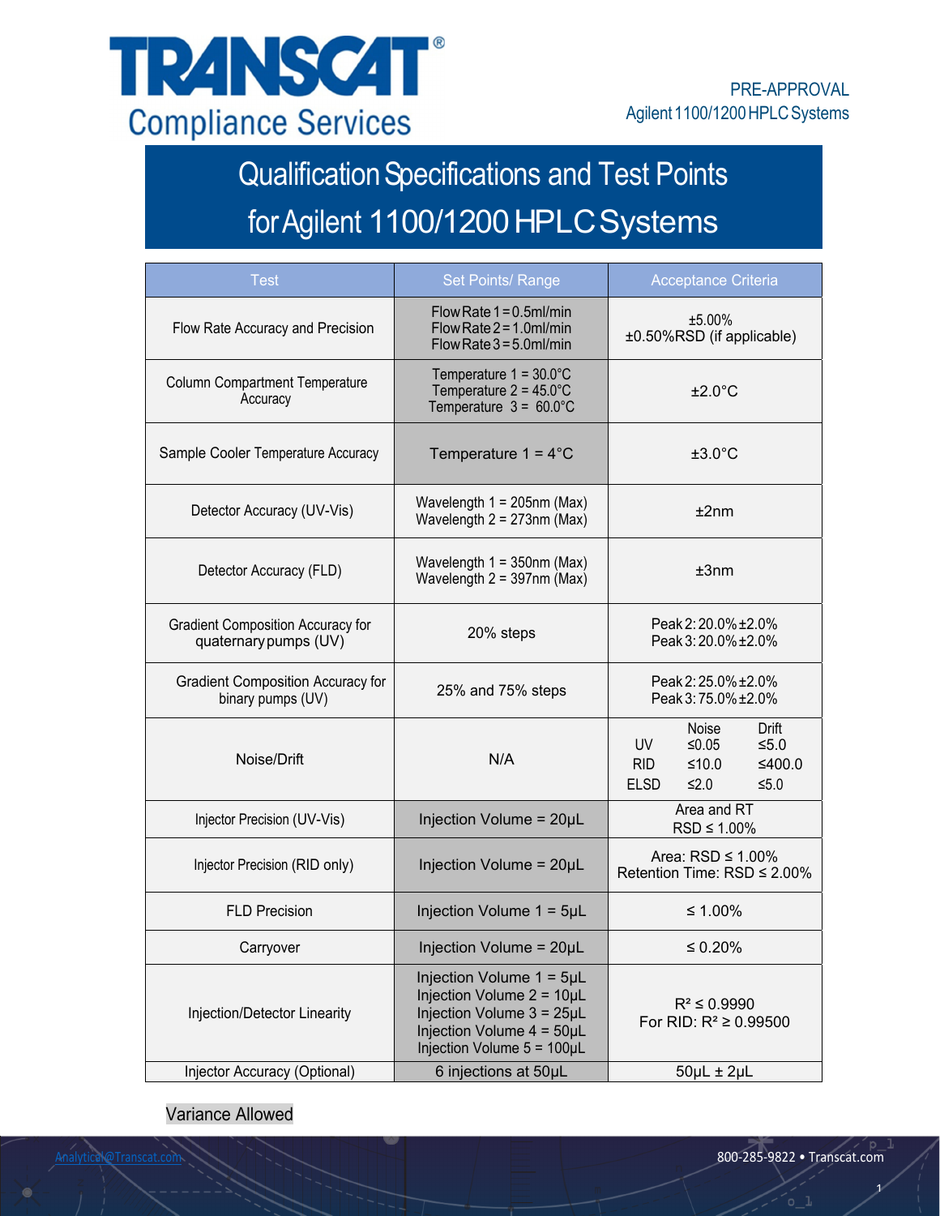# TRANSCAT Compliance Services

PRE-APPROVAL
Agilent 1100/1200 HPLC Systems

## Qualification Specifications and Test Points for Agilent 1100/1200 HPLC Systems

| Test | Set Points/ Range | Acceptance Criteria |
|---|---|---|
| Flow Rate Accuracy and Precision | Flow Rate 1 = 0.5ml/min<br>Flow Rate 2 = 1.0ml/min<br>Flow Rate 3 = 5.0ml/min | ±5.00%<br>±0.50%RSD (if applicable) |
| Column Compartment Temperature Accuracy | Temperature 1 = 30.0°C<br>Temperature 2 = 45.0°C<br>Temperature 3 = 60.0°C | ±2.0°C |
| Sample Cooler Temperature Accuracy | Temperature 1 = 4°C | ±3.0°C |
| Detector Accuracy (UV-Vis) | Wavelength 1 = 205nm (Max)<br>Wavelength 2 = 273nm (Max) | ±2nm |
| Detector Accuracy (FLD) | Wavelength 1 = 350nm (Max)<br>Wavelength 2 = 397nm (Max) | ±3nm |
| Gradient Composition Accuracy for quaternary pumps (UV) | 20% steps | Peak 2: 20.0% ±2.0%<br>Peak 3: 20.0% ±2.0% |
| Gradient Composition Accuracy for binary pumps (UV) | 25% and 75% steps | Peak 2: 25.0% ±2.0%<br>Peak 3: 75.0% ±2.0% |
| Noise/Drift | N/A | Noise / Drift<br>UV ≤0.05 / ≤5.0<br>RID ≤10.0 / ≤400.0<br>ELSD ≤2.0 / ≤5.0 |
| Injector Precision (UV-Vis) | Injection Volume = 20µL | Area and RT<br>RSD ≤ 1.00% |
| Injector Precision (RID only) | Injection Volume = 20µL | Area: RSD ≤ 1.00%<br>Retention Time: RSD ≤ 2.00% |
| FLD Precision | Injection Volume 1 = 5µL | ≤ 1.00% |
| Carryover | Injection Volume = 20µL | ≤ 0.20% |
| Injection/Detector Linearity | Injection Volume 1 = 5µL<br>Injection Volume 2 = 10µL<br>Injection Volume 3 = 25µL<br>Injection Volume 4 = 50µL<br>Injection Volume 5 = 100µL | $R^2$ ≤ 0.9990<br>For RID: $R^2$ ≥ 0.99500 |
| Injector Accuracy (Optional) | 6 injections at 50µL | 50µL ± 2µL |

Variance Allowed

Analytical@Transcat.com

800-285-9822 • Transcat.com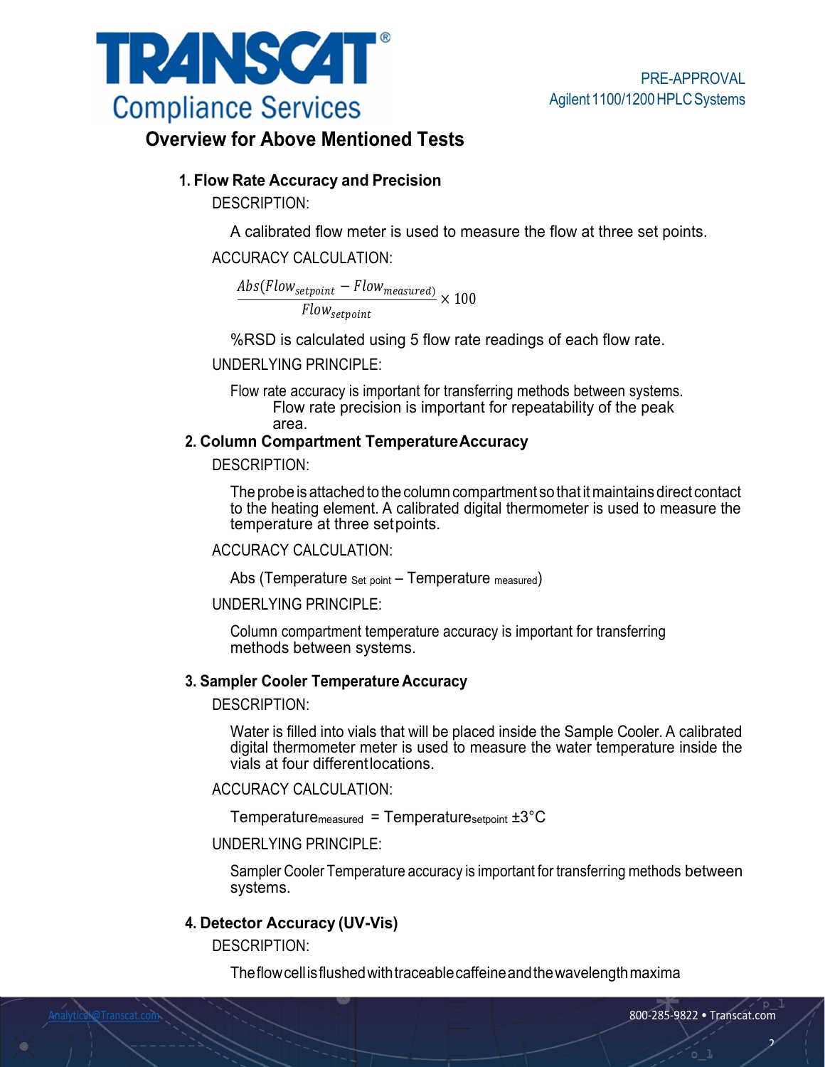## Overview for Above Mentioned Tests

### 1. Flow Rate Accuracy and Precision

DESCRIPTION:

A calibrated flow meter is used to measure the flow at three set points.

ACCURACY CALCULATION:

$$\frac{Abs(Flow_{setpoint} - Flow_{measured})}{Flow_{setpoint}} \times 100$$

%RSD is calculated using 5 flow rate readings of each flow rate.

UNDERLYING PRINCIPLE:

Flow rate accuracy is important for transferring methods between systems. Flow rate precision is important for repeatability of the peak area.

### 2. Column Compartment Temperature Accuracy

DESCRIPTION:

The probe is attached to the column compartment so that it maintains direct contact to the heating element. A calibrated digital thermometer is used to measure the temperature at three setpoints.

ACCURACY CALCULATION:

$$Abs\,(Temperature_{Set\ point} - Temperature_{measured})$$

UNDERLYING PRINCIPLE:

Column compartment temperature accuracy is important for transferring methods between systems.

### 3. Sampler Cooler Temperature Accuracy

DESCRIPTION:

Water is filled into vials that will be placed inside the Sample Cooler. A calibrated digital thermometer meter is used to measure the water temperature inside the vials at four different locations.

ACCURACY CALCULATION:

$$Temperature_{measured} = Temperature_{setpoint} \pm 3^{\circ}C$$

UNDERLYING PRINCIPLE:

Sampler Cooler Temperature accuracy is important for transferring methods between systems.

### 4. Detector Accuracy (UV-Vis)

DESCRIPTION:

The flow cell is flushed with traceable caffeine and the wavelength maxima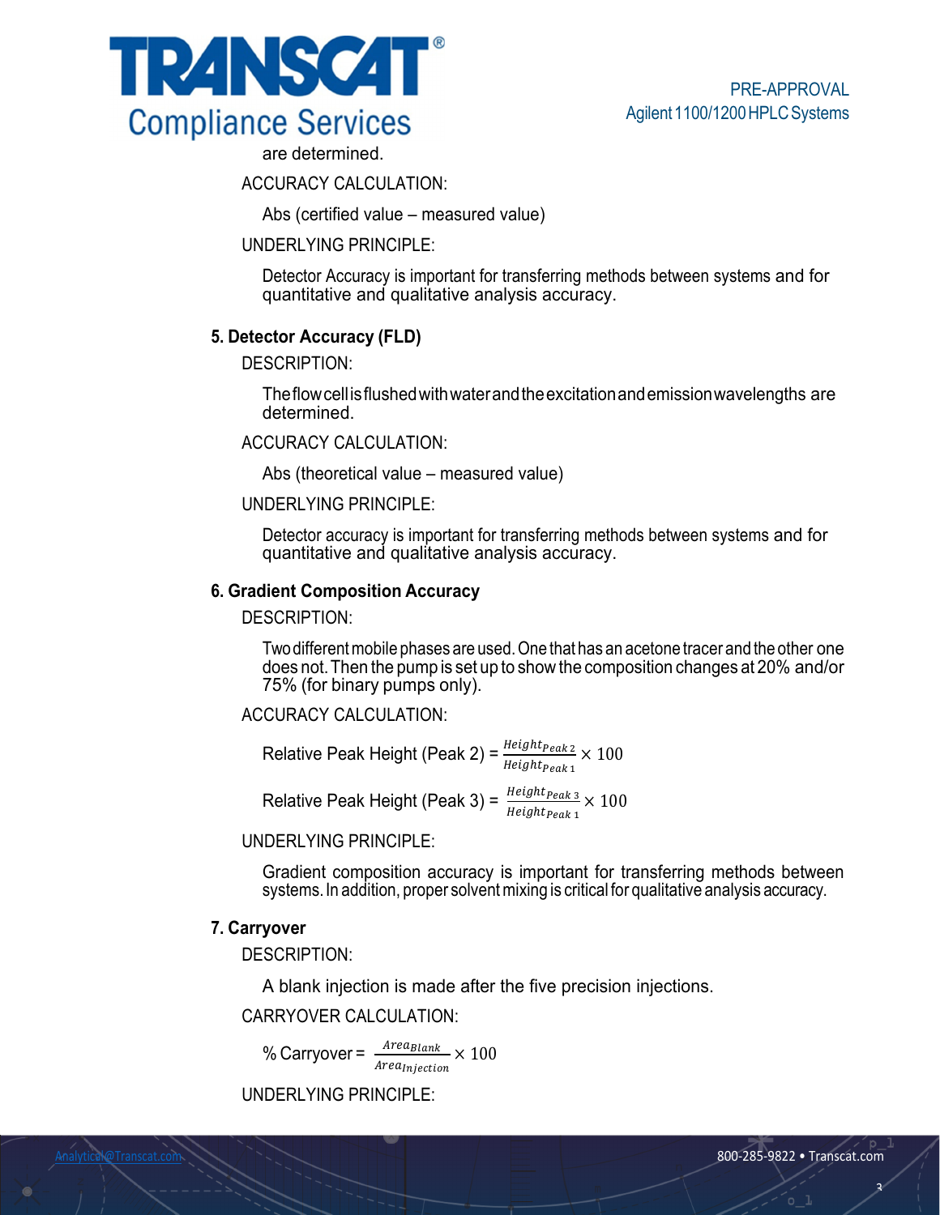are determined.

ACCURACY CALCULATION:

Abs (certified value – measured value)

UNDERLYING PRINCIPLE:

Detector Accuracy is important for transferring methods between systems and for quantitative and qualitative analysis accuracy.

### 5. Detector Accuracy (FLD)

DESCRIPTION:

The flow cell is flushed with water and the excitation and emission wavelengths are determined.

ACCURACY CALCULATION:

Abs (theoretical value – measured value)

UNDERLYING PRINCIPLE:

Detector accuracy is important for transferring methods between systems and for quantitative and qualitative analysis accuracy.

### 6. Gradient Composition Accuracy

DESCRIPTION:

Two different mobile phases are used. One that has an acetone tracer and the other one does not. Then the pump is set up to show the composition changes at 20% and/or 75% (for binary pumps only).

ACCURACY CALCULATION:

Relative Peak Height (Peak 2) = $\frac{Height_{Peak\,2}}{Height_{Peak\,1}} \times 100$

Relative Peak Height (Peak 3) = $\frac{Height_{Peak\,3}}{Height_{Peak\,1}} \times 100$

UNDERLYING PRINCIPLE:

Gradient composition accuracy is important for transferring methods between systems. In addition, proper solvent mixing is critical for qualitative analysis accuracy.

### 7. Carryover

DESCRIPTION:

A blank injection is made after the five precision injections.

CARRYOVER CALCULATION:

% Carryover = $\frac{Area_{Blank}}{Area_{Injection}} \times 100$

UNDERLYING PRINCIPLE: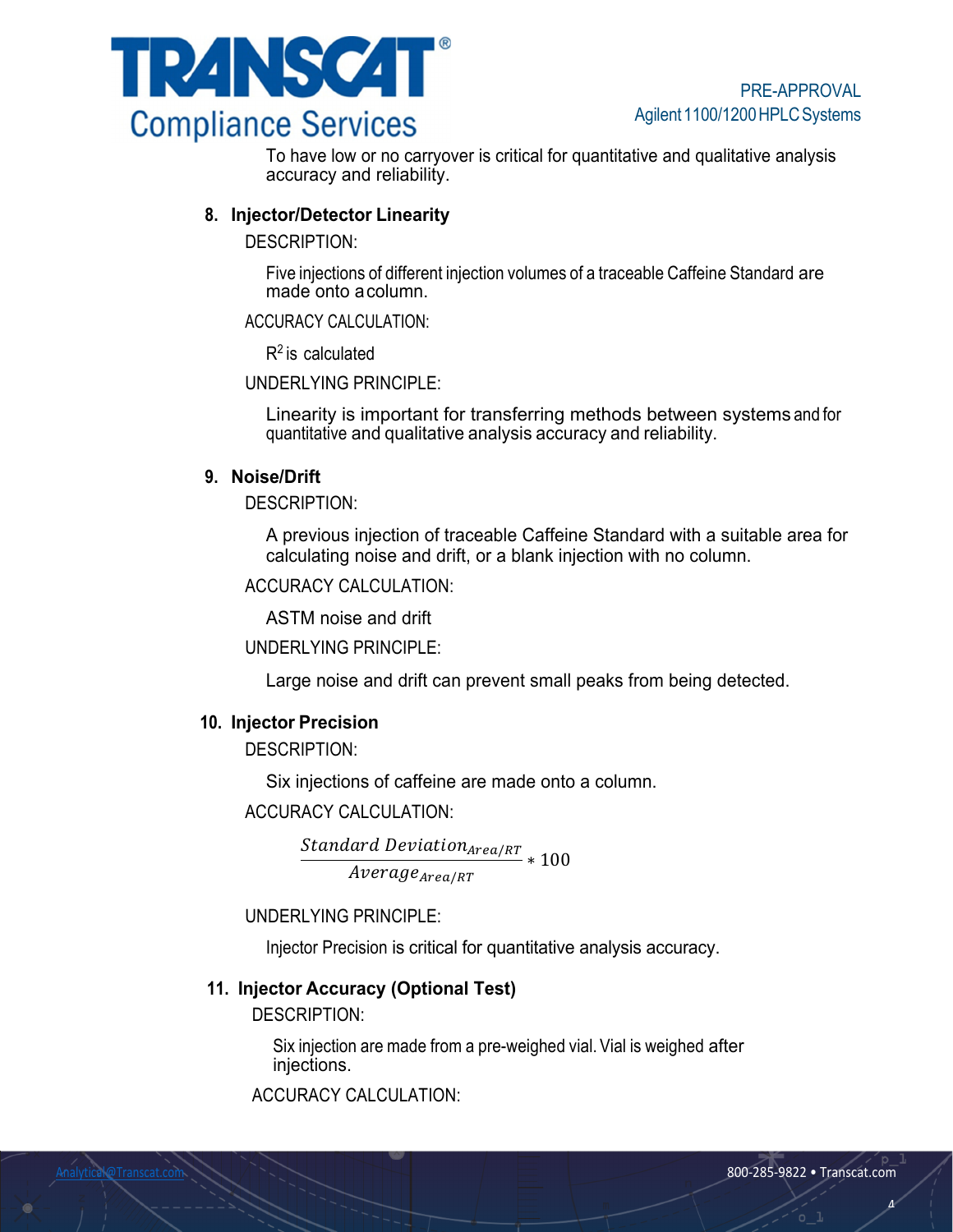To have low or no carryover is critical for quantitative and qualitative analysis accuracy and reliability.

**8. Injector/Detector Linearity**

DESCRIPTION:

Five injections of different injection volumes of a traceable Caffeine Standard are made onto a column.

ACCURACY CALCULATION:

$R^2$ is calculated

UNDERLYING PRINCIPLE:

Linearity is important for transferring methods between systems and for quantitative and qualitative analysis accuracy and reliability.

**9. Noise/Drift**

DESCRIPTION:

A previous injection of traceable Caffeine Standard with a suitable area for calculating noise and drift, or a blank injection with no column.

ACCURACY CALCULATION:

ASTM noise and drift

UNDERLYING PRINCIPLE:

Large noise and drift can prevent small peaks from being detected.

**10. Injector Precision**

DESCRIPTION:

Six injections of caffeine are made onto a column.

ACCURACY CALCULATION:

$$\frac{Standard\ Deviation_{Area/RT}}{Average_{Area/RT}} * 100$$

UNDERLYING PRINCIPLE:

Injector Precision is critical for quantitative analysis accuracy.

**11. Injector Accuracy (Optional Test)**

DESCRIPTION:

Six injection are made from a pre-weighed vial. Vial is weighed after injections.

ACCURACY CALCULATION: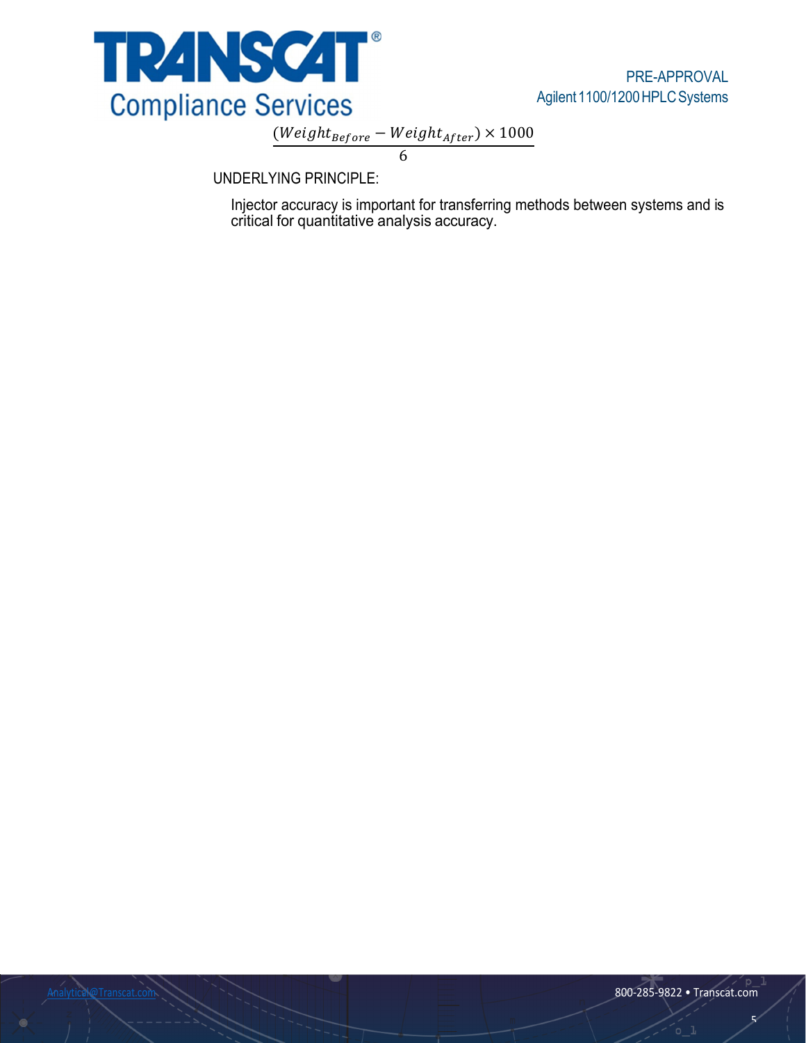$$\frac{(Weight_{Before} - Weight_{After}) \times 1000}{6}$$

UNDERLYING PRINCIPLE:

Injector accuracy is important for transferring methods between systems and is critical for quantitative analysis accuracy.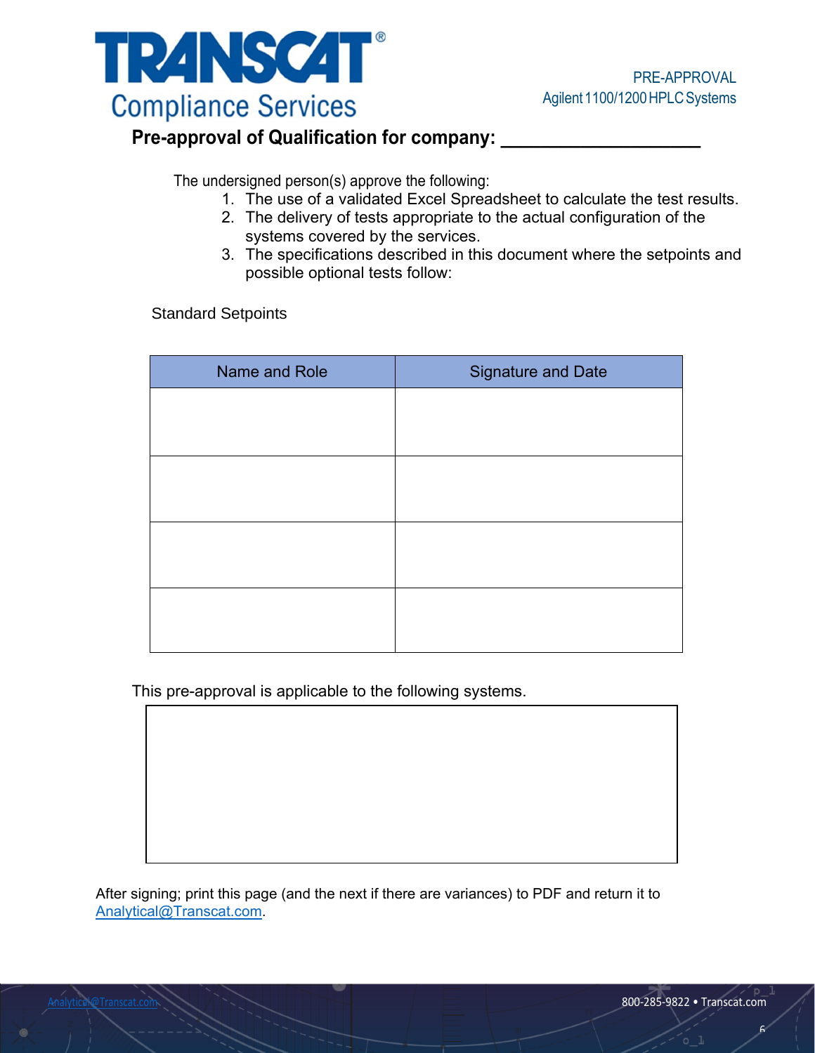## Pre-approval of Qualification for company: ___________________

The undersigned person(s) approve the following:

1. The use of a validated Excel Spreadsheet to calculate the test results.
2. The delivery of tests appropriate to the actual configuration of the systems covered by the services.
3. The specifications described in this document where the setpoints and possible optional tests follow:

Standard Setpoints

| Name and Role | Signature and Date |
|---|---|
| | |
| | |
| | |
| | |

This pre-approval is applicable to the following systems.

| |
|---|
| |

After signing; print this page (and the next if there are variances) to PDF and return it to Analytical@Transcat.com.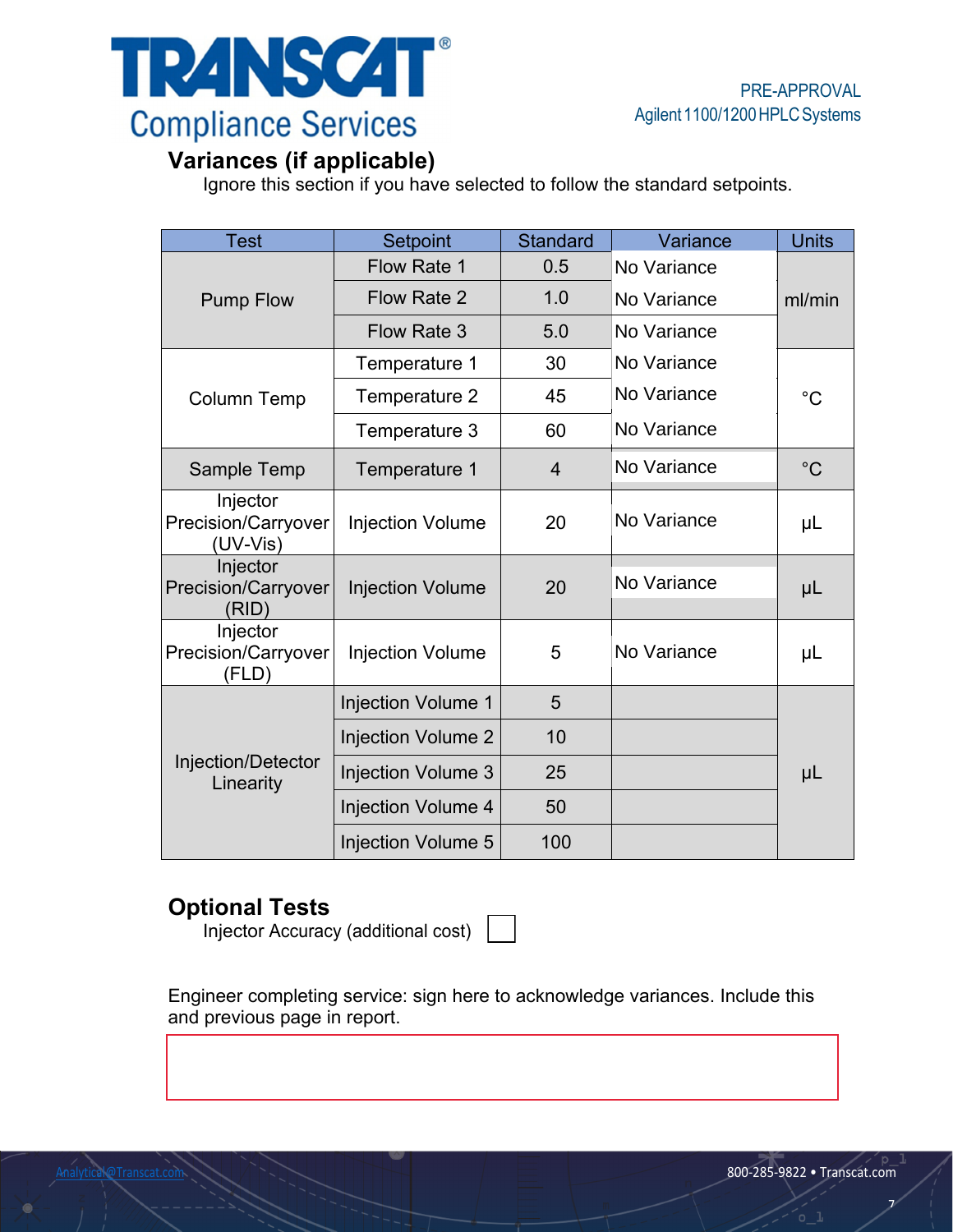## Variances (if applicable)

Ignore this section if you have selected to follow the standard setpoints.

| Test | Setpoint | Standard | Variance | Units |
|---|---|---|---|---|
| Pump Flow | Flow Rate 1 | 0.5 | No Variance | ml/min |
| | Flow Rate 2 | 1.0 | No Variance | |
| | Flow Rate 3 | 5.0 | No Variance | |
| Column Temp | Temperature 1 | 30 | No Variance | °C |
| | Temperature 2 | 45 | No Variance | |
| | Temperature 3 | 60 | No Variance | |
| Sample Temp | Temperature 1 | 4 | No Variance | °C |
| Injector Precision/Carryover (UV-Vis) | Injection Volume | 20 | No Variance | μL |
| Injector Precision/Carryover (RID) | Injection Volume | 20 | No Variance | μL |
| Injector Precision/Carryover (FLD) | Injection Volume | 5 | No Variance | μL |
| Injection/Detector Linearity | Injection Volume 1 | 5 | | μL |
| | Injection Volume 2 | 10 | | |
| | Injection Volume 3 | 25 | | |
| | Injection Volume 4 | 50 | | |
| | Injection Volume 5 | 100 | | |

## Optional Tests

Injector Accuracy (additional cost) ☐

Engineer completing service: sign here to acknowledge variances. Include this and previous page in report.